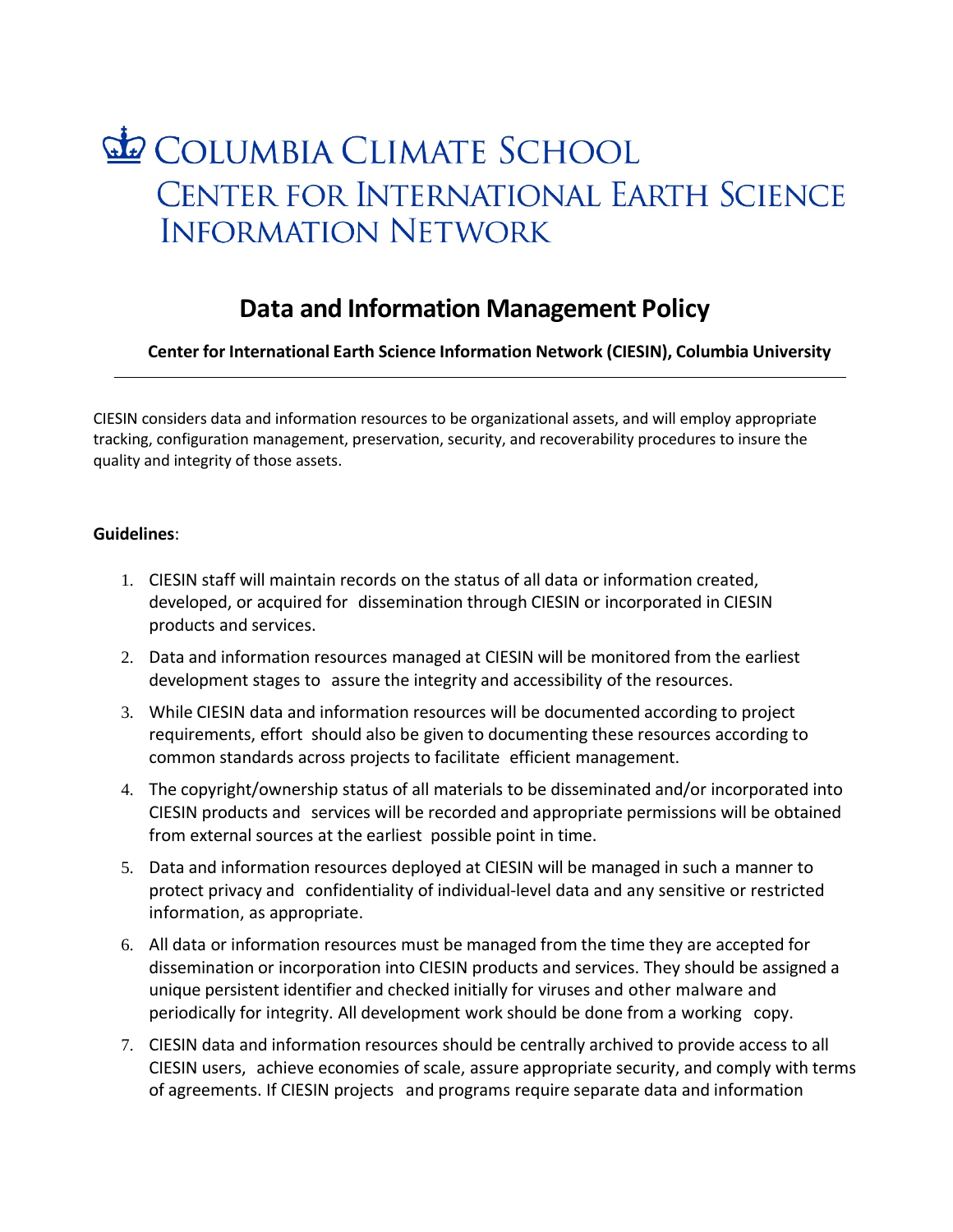# Columbia Climate School

## Center for International Earth Science Information Network

## Data and Information Management Policy

**Center for International Earth Science Information Network (CIESIN), Columbia University**

---

CIESIN considers data and information resources to be organizational assets, and will employ appropriate tracking, configuration management, preservation, security, and recoverability procedures to insure the quality and integrity of those assets.

**Guidelines**:

1. CIESIN staff will maintain records on the status of all data or information created, developed, or acquired for dissemination through CIESIN or incorporated in CIESIN products and services.
2. Data and information resources managed at CIESIN will be monitored from the earliest development stages to assure the integrity and accessibility of the resources.
3. While CIESIN data and information resources will be documented according to project requirements, effort should also be given to documenting these resources according to common standards across projects to facilitate efficient management.
4. The copyright/ownership status of all materials to be disseminated and/or incorporated into CIESIN products and services will be recorded and appropriate permissions will be obtained from external sources at the earliest possible point in time.
5. Data and information resources deployed at CIESIN will be managed in such a manner to protect privacy and confidentiality of individual-level data and any sensitive or restricted information, as appropriate.
6. All data or information resources must be managed from the time they are accepted for dissemination or incorporation into CIESIN products and services. They should be assigned a unique persistent identifier and checked initially for viruses and other malware and periodically for integrity. All development work should be done from a working copy.
7. CIESIN data and information resources should be centrally archived to provide access to all CIESIN users, achieve economies of scale, assure appropriate security, and comply with terms of agreements. If CIESIN projects and programs require separate data and information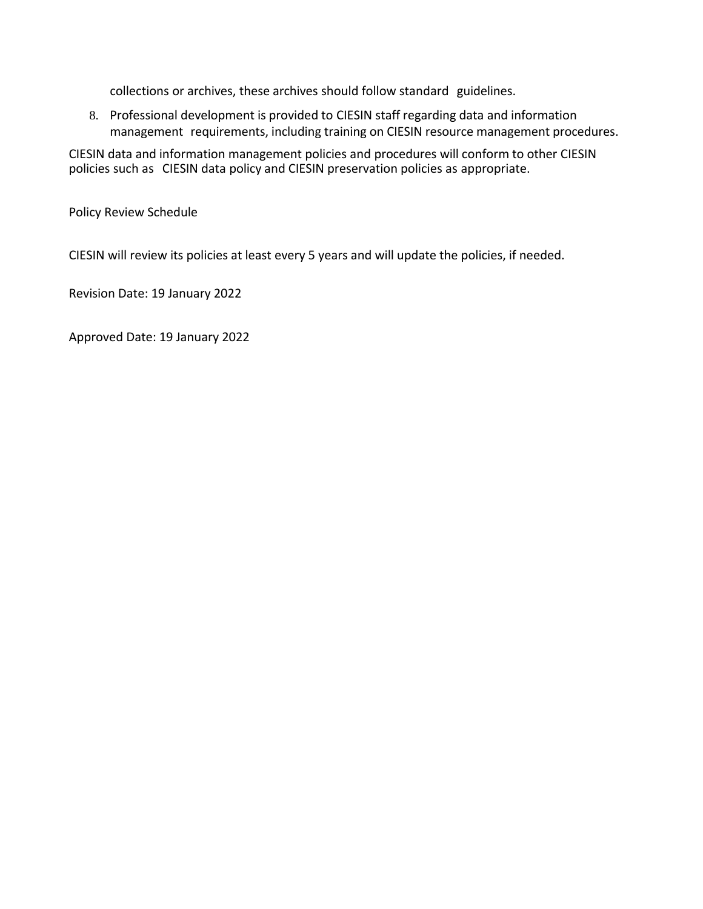collections or archives, these archives should follow standard guidelines.

8. Professional development is provided to CIESIN staff regarding data and information management requirements, including training on CIESIN resource management procedures.

CIESIN data and information management policies and procedures will conform to other CIESIN policies such as CIESIN data policy and CIESIN preservation policies as appropriate.

Policy Review Schedule

CIESIN will review its policies at least every 5 years and will update the policies, if needed.

Revision Date: 19 January 2022

Approved Date: 19 January 2022